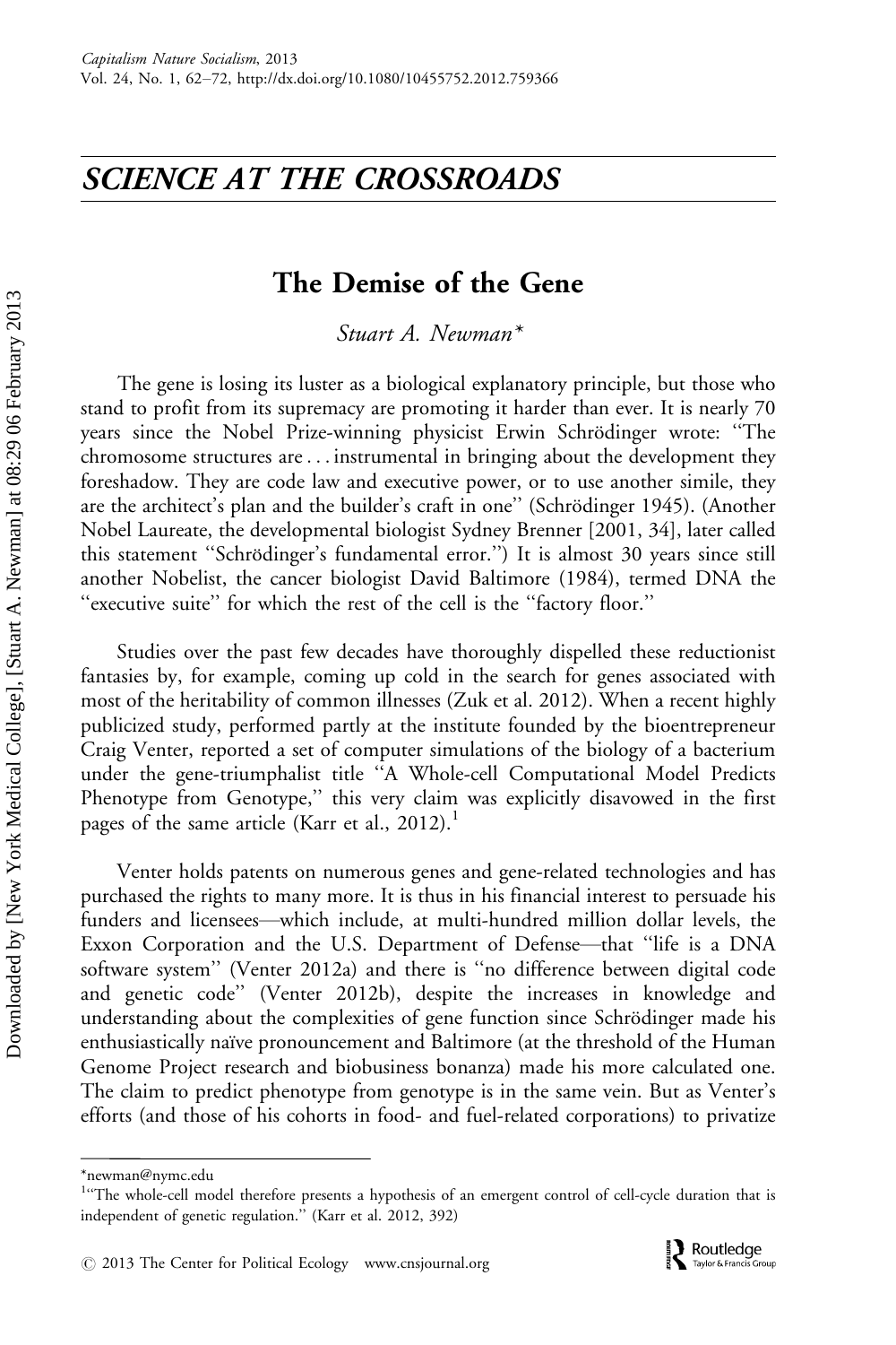## SCIENCE AT THE CROSSROADS

# The Demise of the Gene

*Stuart A. Newman**

The gene is losing its luster as a biological explanatory principle, but those who stand to profit from its supremacy are promoting it harder than ever. It is nearly 70 years since the Nobel Prize-winning physicist Erwin Schrödinger wrote: "The chromosome structures are . . . instrumental in bringing about the development they foreshadow. They are code law and executive power, or to use another simile, they are the architect's plan and the builder's craft in one" (Schrödinger 1945). (Another Nobel Laureate, the developmental biologist Sydney Brenner [2001, 34], later called this statement "Schrödinger's fundamental error.") It is almost 30 years since still another Nobelist, the cancer biologist David Baltimore (1984), termed DNA the "executive suite" for which the rest of the cell is the "factory floor."

Studies over the past few decades have thoroughly dispelled these reductionist fantasies by, for example, coming up cold in the search for genes associated with most of the heritability of common illnesses (Zuk et al. 2012). When a recent highly publicized study, performed partly at the institute founded by the bioentrepreneur Craig Venter, reported a set of computer simulations of the biology of a bacterium under the gene-triumphalist title "A Whole-cell Computational Model Predicts Phenotype from Genotype," this very claim was explicitly disavowed in the first pages of the same article (Karr et al., 2012).[1]

Venter holds patents on numerous genes and gene-related technologies and has purchased the rights to many more. It is thus in his financial interest to persuade his funders and licensees—which include, at multi-hundred million dollar levels, the Exxon Corporation and the U.S. Department of Defense—that "life is a DNA software system" (Venter 2012a) and there is "no difference between digital code and genetic code" (Venter 2012b), despite the increases in knowledge and understanding about the complexities of gene function since Schrödinger made his enthusiastically naïve pronouncement and Baltimore (at the threshold of the Human Genome Project research and biobusiness bonanza) made his more calculated one. The claim to predict phenotype from genotype is in the same vein. But as Venter's efforts (and those of his cohorts in food- and fuel-related corporations) to privatize

*newman@nymc.edu

[1] "The whole-cell model therefore presents a hypothesis of an emergent control of cell-cycle duration that is independent of genetic regulation." (Karr et al. 2012, 392)

© 2013 The Center for Political Ecology www.cnsjournal.org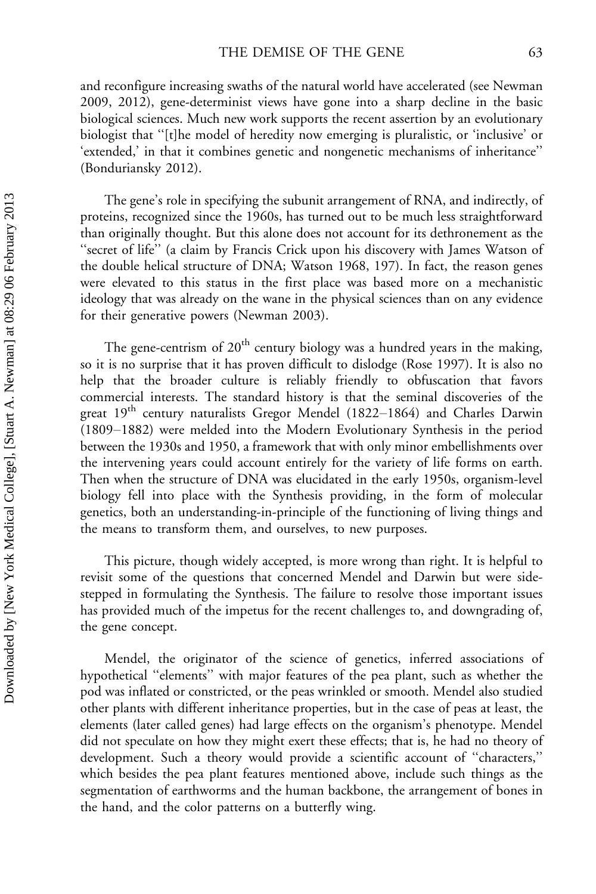and reconfigure increasing swaths of the natural world have accelerated (see Newman 2009, 2012), gene-determinist views have gone into a sharp decline in the basic biological sciences. Much new work supports the recent assertion by an evolutionary biologist that "[t]he model of heredity now emerging is pluralistic, or 'inclusive' or 'extended,' in that it combines genetic and nongenetic mechanisms of inheritance" (Bonduriansky 2012).

The gene's role in specifying the subunit arrangement of RNA, and indirectly, of proteins, recognized since the 1960s, has turned out to be much less straightforward than originally thought. But this alone does not account for its dethronement as the "secret of life" (a claim by Francis Crick upon his discovery with James Watson of the double helical structure of DNA; Watson 1968, 197). In fact, the reason genes were elevated to this status in the first place was based more on a mechanistic ideology that was already on the wane in the physical sciences than on any evidence for their generative powers (Newman 2003).

The gene-centrism of 20th century biology was a hundred years in the making, so it is no surprise that it has proven difficult to dislodge (Rose 1997). It is also no help that the broader culture is reliably friendly to obfuscation that favors commercial interests. The standard history is that the seminal discoveries of the great 19th century naturalists Gregor Mendel (1822–1864) and Charles Darwin (1809–1882) were melded into the Modern Evolutionary Synthesis in the period between the 1930s and 1950, a framework that with only minor embellishments over the intervening years could account entirely for the variety of life forms on earth. Then when the structure of DNA was elucidated in the early 1950s, organism-level biology fell into place with the Synthesis providing, in the form of molecular genetics, both an understanding-in-principle of the functioning of living things and the means to transform them, and ourselves, to new purposes.

This picture, though widely accepted, is more wrong than right. It is helpful to revisit some of the questions that concerned Mendel and Darwin but were side-stepped in formulating the Synthesis. The failure to resolve those important issues has provided much of the impetus for the recent challenges to, and downgrading of, the gene concept.

Mendel, the originator of the science of genetics, inferred associations of hypothetical "elements" with major features of the pea plant, such as whether the pod was inflated or constricted, or the peas wrinkled or smooth. Mendel also studied other plants with different inheritance properties, but in the case of peas at least, the elements (later called genes) had large effects on the organism's phenotype. Mendel did not speculate on how they might exert these effects; that is, he had no theory of development. Such a theory would provide a scientific account of "characters," which besides the pea plant features mentioned above, include such things as the segmentation of earthworms and the human backbone, the arrangement of bones in the hand, and the color patterns on a butterfly wing.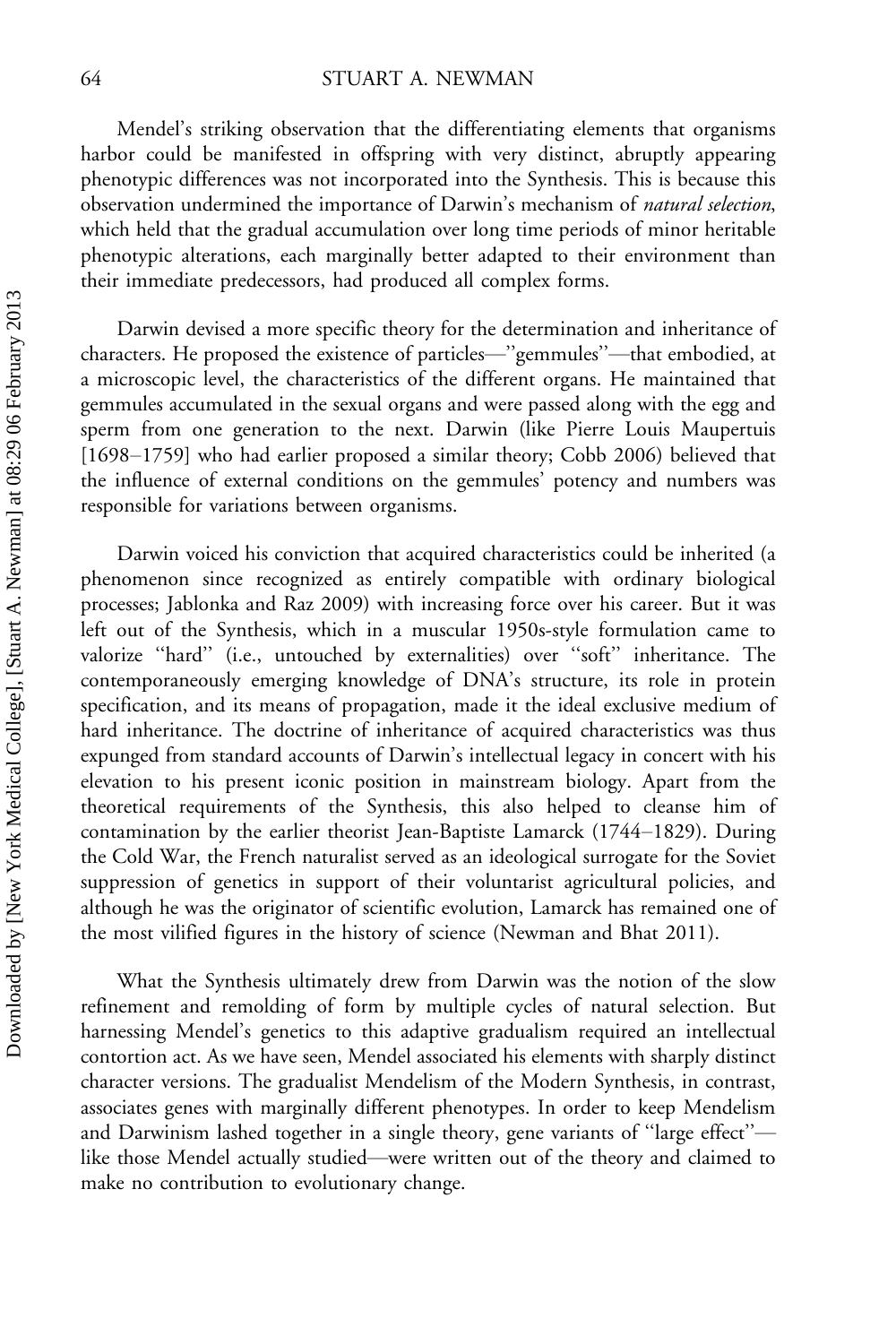Mendel's striking observation that the differentiating elements that organisms harbor could be manifested in offspring with very distinct, abruptly appearing phenotypic differences was not incorporated into the Synthesis. This is because this observation undermined the importance of Darwin's mechanism of *natural selection*, which held that the gradual accumulation over long time periods of minor heritable phenotypic alterations, each marginally better adapted to their environment than their immediate predecessors, had produced all complex forms.

Darwin devised a more specific theory for the determination and inheritance of characters. He proposed the existence of particles—"gemmules"—that embodied, at a microscopic level, the characteristics of the different organs. He maintained that gemmules accumulated in the sexual organs and were passed along with the egg and sperm from one generation to the next. Darwin (like Pierre Louis Maupertuis [1698–1759] who had earlier proposed a similar theory; Cobb 2006) believed that the influence of external conditions on the gemmules' potency and numbers was responsible for variations between organisms.

Darwin voiced his conviction that acquired characteristics could be inherited (a phenomenon since recognized as entirely compatible with ordinary biological processes; Jablonka and Raz 2009) with increasing force over his career. But it was left out of the Synthesis, which in a muscular 1950s-style formulation came to valorize "hard" (i.e., untouched by externalities) over "soft" inheritance. The contemporaneously emerging knowledge of DNA's structure, its role in protein specification, and its means of propagation, made it the ideal exclusive medium of hard inheritance. The doctrine of inheritance of acquired characteristics was thus expunged from standard accounts of Darwin's intellectual legacy in concert with his elevation to his present iconic position in mainstream biology. Apart from the theoretical requirements of the Synthesis, this also helped to cleanse him of contamination by the earlier theorist Jean-Baptiste Lamarck (1744–1829). During the Cold War, the French naturalist served as an ideological surrogate for the Soviet suppression of genetics in support of their voluntarist agricultural policies, and although he was the originator of scientific evolution, Lamarck has remained one of the most vilified figures in the history of science (Newman and Bhat 2011).

What the Synthesis ultimately drew from Darwin was the notion of the slow refinement and remolding of form by multiple cycles of natural selection. But harnessing Mendel's genetics to this adaptive gradualism required an intellectual contortion act. As we have seen, Mendel associated his elements with sharply distinct character versions. The gradualist Mendelism of the Modern Synthesis, in contrast, associates genes with marginally different phenotypes. In order to keep Mendelism and Darwinism lashed together in a single theory, gene variants of "large effect"—like those Mendel actually studied—were written out of the theory and claimed to make no contribution to evolutionary change.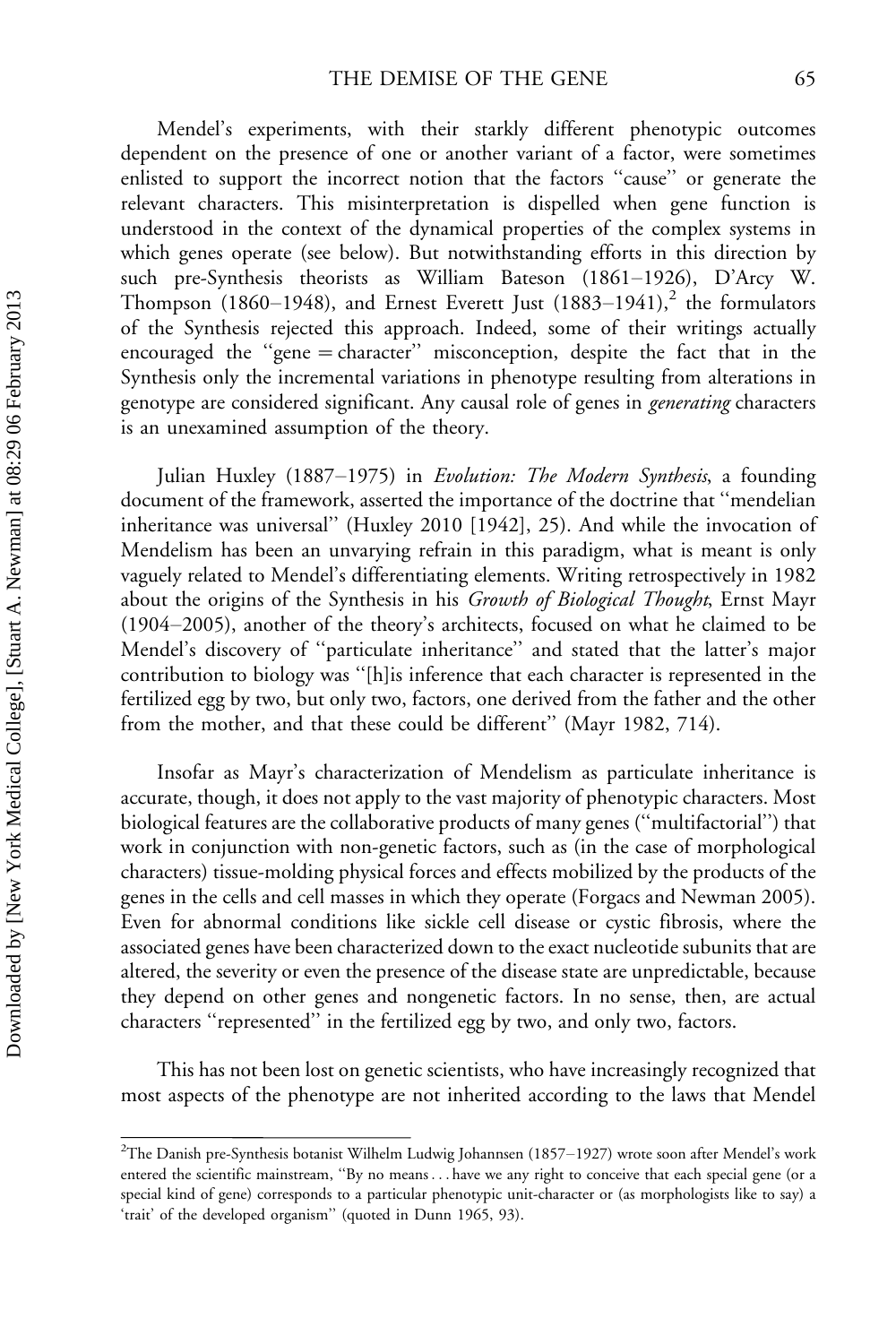Mendel's experiments, with their starkly different phenotypic outcomes dependent on the presence of one or another variant of a factor, were sometimes enlisted to support the incorrect notion that the factors "cause" or generate the relevant characters. This misinterpretation is dispelled when gene function is understood in the context of the dynamical properties of the complex systems in which genes operate (see below). But notwithstanding efforts in this direction by such pre-Synthesis theorists as William Bateson (1861–1926), D'Arcy W. Thompson (1860–1948), and Ernest Everett Just (1883–1941),[2] the formulators of the Synthesis rejected this approach. Indeed, some of their writings actually encouraged the "gene = character" misconception, despite the fact that in the Synthesis only the incremental variations in phenotype resulting from alterations in genotype are considered significant. Any causal role of genes in *generating* characters is an unexamined assumption of the theory.

Julian Huxley (1887–1975) in *Evolution: The Modern Synthesis*, a founding document of the framework, asserted the importance of the doctrine that "mendelian inheritance was universal" (Huxley 2010 [1942], 25). And while the invocation of Mendelism has been an unvarying refrain in this paradigm, what is meant is only vaguely related to Mendel's differentiating elements. Writing retrospectively in 1982 about the origins of the Synthesis in his *Growth of Biological Thought*, Ernst Mayr (1904–2005), another of the theory's architects, focused on what he claimed to be Mendel's discovery of "particulate inheritance" and stated that the latter's major contribution to biology was "[h]is inference that each character is represented in the fertilized egg by two, but only two, factors, one derived from the father and the other from the mother, and that these could be different" (Mayr 1982, 714).

Insofar as Mayr's characterization of Mendelism as particulate inheritance is accurate, though, it does not apply to the vast majority of phenotypic characters. Most biological features are the collaborative products of many genes ("multifactorial") that work in conjunction with non-genetic factors, such as (in the case of morphological characters) tissue-molding physical forces and effects mobilized by the products of the genes in the cells and cell masses in which they operate (Forgacs and Newman 2005). Even for abnormal conditions like sickle cell disease or cystic fibrosis, where the associated genes have been characterized down to the exact nucleotide subunits that are altered, the severity or even the presence of the disease state are unpredictable, because they depend on other genes and nongenetic factors. In no sense, then, are actual characters "represented" in the fertilized egg by two, and only two, factors.

This has not been lost on genetic scientists, who have increasingly recognized that most aspects of the phenotype are not inherited according to the laws that Mendel

[2] The Danish pre-Synthesis botanist Wilhelm Ludwig Johannsen (1857–1927) wrote soon after Mendel's work entered the scientific mainstream, "By no means . . . have we any right to conceive that each special gene (or a special kind of gene) corresponds to a particular phenotypic unit-character or (as morphologists like to say) a 'trait' of the developed organism" (quoted in Dunn 1965, 93).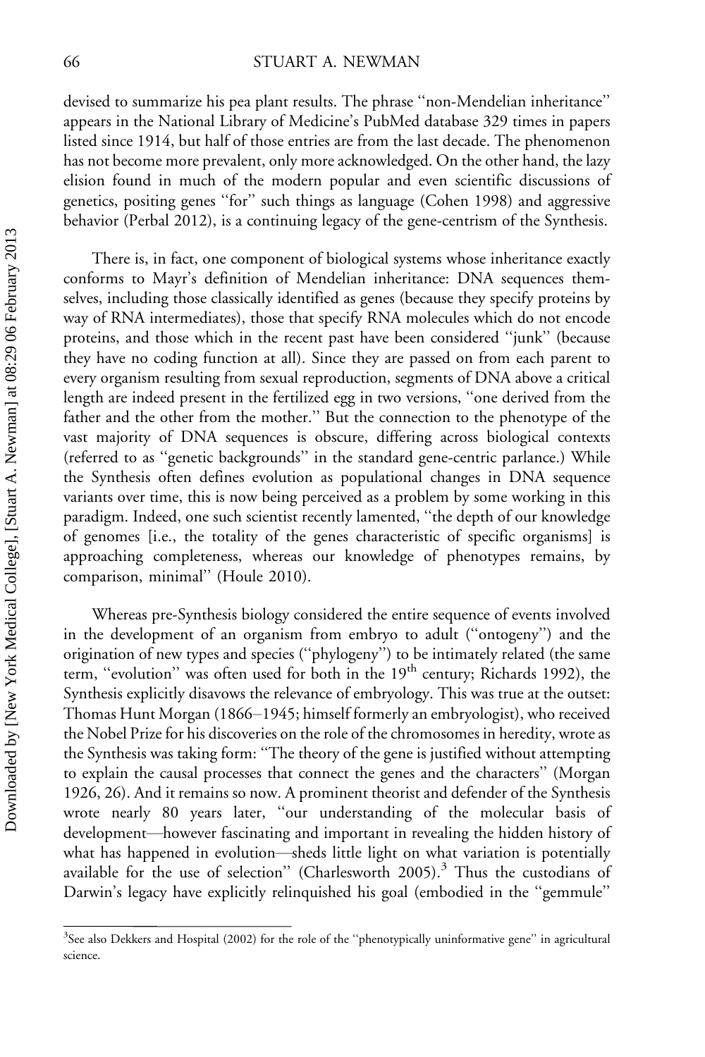devised to summarize his pea plant results. The phrase ''non-Mendelian inheritance'' appears in the National Library of Medicine's PubMed database 329 times in papers listed since 1914, but half of those entries are from the last decade. The phenomenon has not become more prevalent, only more acknowledged. On the other hand, the lazy elision found in much of the modern popular and even scientific discussions of genetics, positing genes ''for'' such things as language (Cohen 1998) and aggressive behavior (Perbal 2012), is a continuing legacy of the gene-centrism of the Synthesis.

There is, in fact, one component of biological systems whose inheritance exactly conforms to Mayr's definition of Mendelian inheritance: DNA sequences themselves, including those classically identified as genes (because they specify proteins by way of RNA intermediates), those that specify RNA molecules which do not encode proteins, and those which in the recent past have been considered ''junk'' (because they have no coding function at all). Since they are passed on from each parent to every organism resulting from sexual reproduction, segments of DNA above a critical length are indeed present in the fertilized egg in two versions, ''one derived from the father and the other from the mother.'' But the connection to the phenotype of the vast majority of DNA sequences is obscure, differing across biological contexts (referred to as ''genetic backgrounds'' in the standard gene-centric parlance.) While the Synthesis often defines evolution as populational changes in DNA sequence variants over time, this is now being perceived as a problem by some working in this paradigm. Indeed, one such scientist recently lamented, ''the depth of our knowledge of genomes [i.e., the totality of the genes characteristic of specific organisms] is approaching completeness, whereas our knowledge of phenotypes remains, by comparison, minimal'' (Houle 2010).

Whereas pre-Synthesis biology considered the entire sequence of events involved in the development of an organism from embryo to adult (''ontogeny'') and the origination of new types and species (''phylogeny'') to be intimately related (the same term, ''evolution'' was often used for both in the 19th century; Richards 1992), the Synthesis explicitly disavows the relevance of embryology. This was true at the outset: Thomas Hunt Morgan (1866–1945; himself formerly an embryologist), who received the Nobel Prize for his discoveries on the role of the chromosomes in heredity, wrote as the Synthesis was taking form: ''The theory of the gene is justified without attempting to explain the causal processes that connect the genes and the characters'' (Morgan 1926, 26). And it remains so now. A prominent theorist and defender of the Synthesis wrote nearly 80 years later, ''our understanding of the molecular basis of development—however fascinating and important in revealing the hidden history of what has happened in evolution—sheds little light on what variation is potentially available for the use of selection'' (Charlesworth 2005).[3] Thus the custodians of Darwin's legacy have explicitly relinquished his goal (embodied in the ''gemmule''

[3] See also Dekkers and Hospital (2002) for the role of the ''phenotypically uninformative gene'' in agricultural science.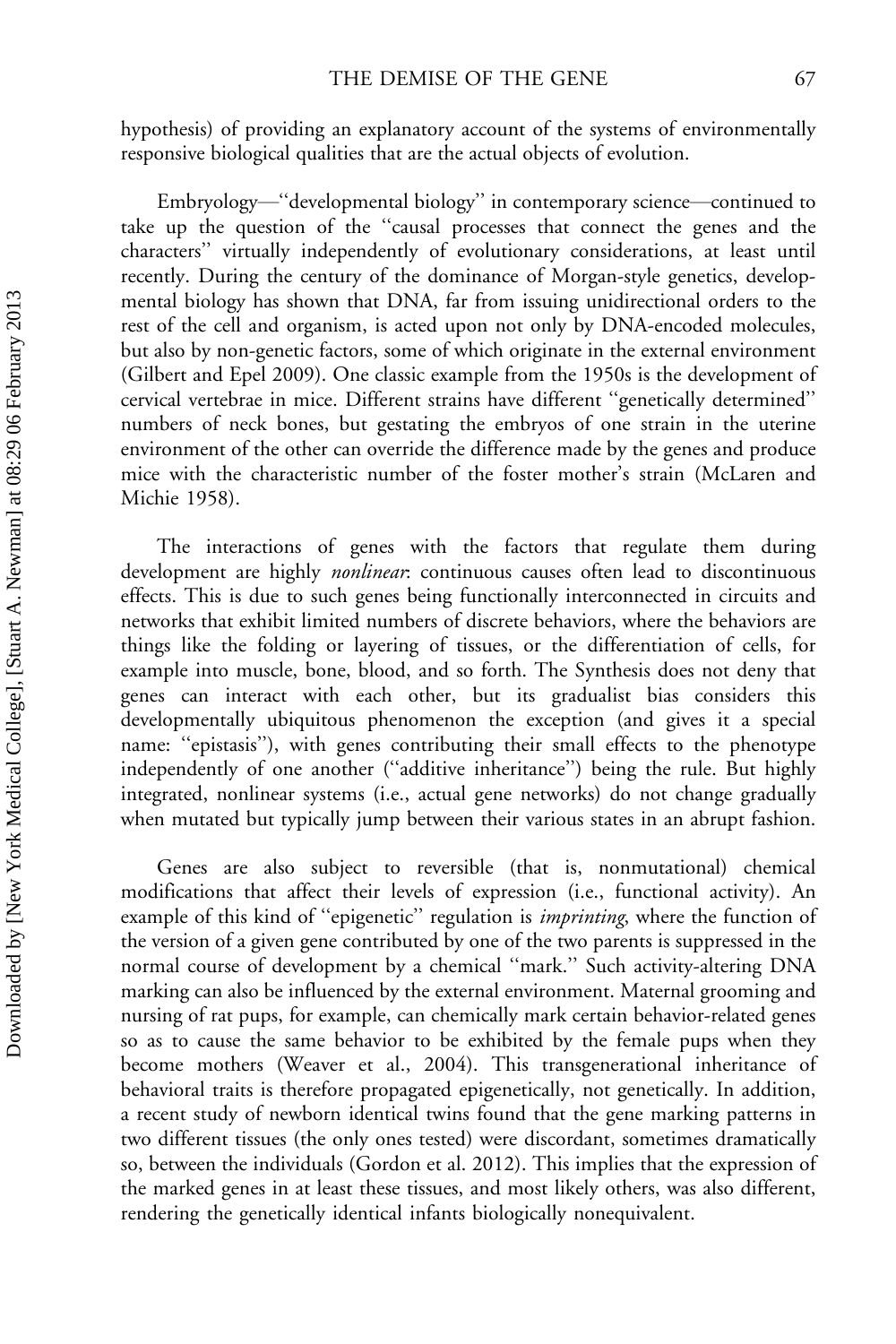hypothesis) of providing an explanatory account of the systems of environmentally responsive biological qualities that are the actual objects of evolution.

Embryology—''developmental biology'' in contemporary science—continued to take up the question of the ''causal processes that connect the genes and the characters'' virtually independently of evolutionary considerations, at least until recently. During the century of the dominance of Morgan-style genetics, developmental biology has shown that DNA, far from issuing unidirectional orders to the rest of the cell and organism, is acted upon not only by DNA-encoded molecules, but also by non-genetic factors, some of which originate in the external environment (Gilbert and Epel 2009). One classic example from the 1950s is the development of cervical vertebrae in mice. Different strains have different ''genetically determined'' numbers of neck bones, but gestating the embryos of one strain in the uterine environment of the other can override the difference made by the genes and produce mice with the characteristic number of the foster mother's strain (McLaren and Michie 1958).

The interactions of genes with the factors that regulate them during development are highly *nonlinear*: continuous causes often lead to discontinuous effects. This is due to such genes being functionally interconnected in circuits and networks that exhibit limited numbers of discrete behaviors, where the behaviors are things like the folding or layering of tissues, or the differentiation of cells, for example into muscle, bone, blood, and so forth. The Synthesis does not deny that genes can interact with each other, but its gradualist bias considers this developmentally ubiquitous phenomenon the exception (and gives it a special name: ''epistasis''), with genes contributing their small effects to the phenotype independently of one another (''additive inheritance'') being the rule. But highly integrated, nonlinear systems (i.e., actual gene networks) do not change gradually when mutated but typically jump between their various states in an abrupt fashion.

Genes are also subject to reversible (that is, nonmutational) chemical modifications that affect their levels of expression (i.e., functional activity). An example of this kind of ''epigenetic'' regulation is *imprinting*, where the function of the version of a given gene contributed by one of the two parents is suppressed in the normal course of development by a chemical ''mark.'' Such activity-altering DNA marking can also be influenced by the external environment. Maternal grooming and nursing of rat pups, for example, can chemically mark certain behavior-related genes so as to cause the same behavior to be exhibited by the female pups when they become mothers (Weaver et al., 2004). This transgenerational inheritance of behavioral traits is therefore propagated epigenetically, not genetically. In addition, a recent study of newborn identical twins found that the gene marking patterns in two different tissues (the only ones tested) were discordant, sometimes dramatically so, between the individuals (Gordon et al. 2012). This implies that the expression of the marked genes in at least these tissues, and most likely others, was also different, rendering the genetically identical infants biologically nonequivalent.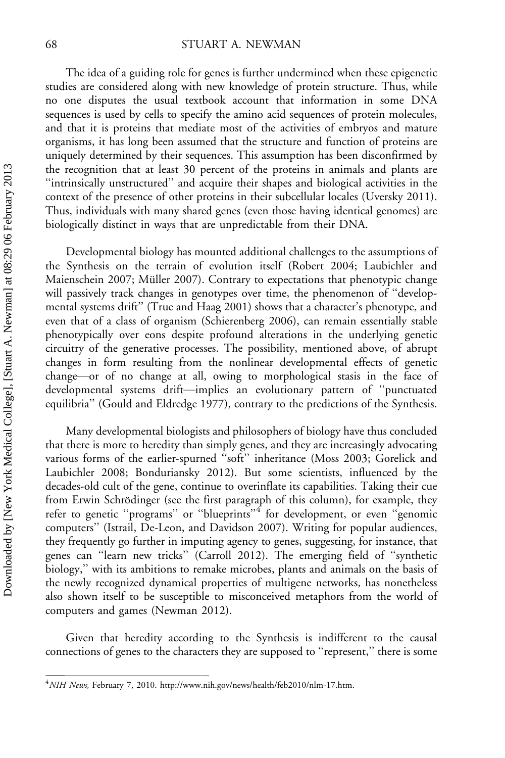The idea of a guiding role for genes is further undermined when these epigenetic studies are considered along with new knowledge of protein structure. Thus, while no one disputes the usual textbook account that information in some DNA sequences is used by cells to specify the amino acid sequences of protein molecules, and that it is proteins that mediate most of the activities of embryos and mature organisms, it has long been assumed that the structure and function of proteins are uniquely determined by their sequences. This assumption has been disconfirmed by the recognition that at least 30 percent of the proteins in animals and plants are ''intrinsically unstructured'' and acquire their shapes and biological activities in the context of the presence of other proteins in their subcellular locales (Uversky 2011). Thus, individuals with many shared genes (even those having identical genomes) are biologically distinct in ways that are unpredictable from their DNA.

Developmental biology has mounted additional challenges to the assumptions of the Synthesis on the terrain of evolution itself (Robert 2004; Laubichler and Maienschein 2007; Müller 2007). Contrary to expectations that phenotypic change will passively track changes in genotypes over time, the phenomenon of ''developmental systems drift'' (True and Haag 2001) shows that a character's phenotype, and even that of a class of organism (Schierenberg 2006), can remain essentially stable phenotypically over eons despite profound alterations in the underlying genetic circuitry of the generative processes. The possibility, mentioned above, of abrupt changes in form resulting from the nonlinear developmental effects of genetic change—or of no change at all, owing to morphological stasis in the face of developmental systems drift—implies an evolutionary pattern of ''punctuated equilibria'' (Gould and Eldredge 1977), contrary to the predictions of the Synthesis.

Many developmental biologists and philosophers of biology have thus concluded that there is more to heredity than simply genes, and they are increasingly advocating various forms of the earlier-spurned ''soft'' inheritance (Moss 2003; Gorelick and Laubichler 2008; Bonduriansky 2012). But some scientists, influenced by the decades-old cult of the gene, continue to overinflate its capabilities. Taking their cue from Erwin Schrödinger (see the first paragraph of this column), for example, they refer to genetic ''programs'' or ''blueprints''[4] for development, or even ''genomic computers'' (Istrail, De-Leon, and Davidson 2007). Writing for popular audiences, they frequently go further in imputing agency to genes, suggesting, for instance, that genes can ''learn new tricks'' (Carroll 2012). The emerging field of ''synthetic biology,'' with its ambitions to remake microbes, plants and animals on the basis of the newly recognized dynamical properties of multigene networks, has nonetheless also shown itself to be susceptible to misconceived metaphors from the world of computers and games (Newman 2012).

Given that heredity according to the Synthesis is indifferent to the causal connections of genes to the characters they are supposed to ''represent,'' there is some

[4] *NIH News*, February 7, 2010. http://www.nih.gov/news/health/feb2010/nlm-17.htm.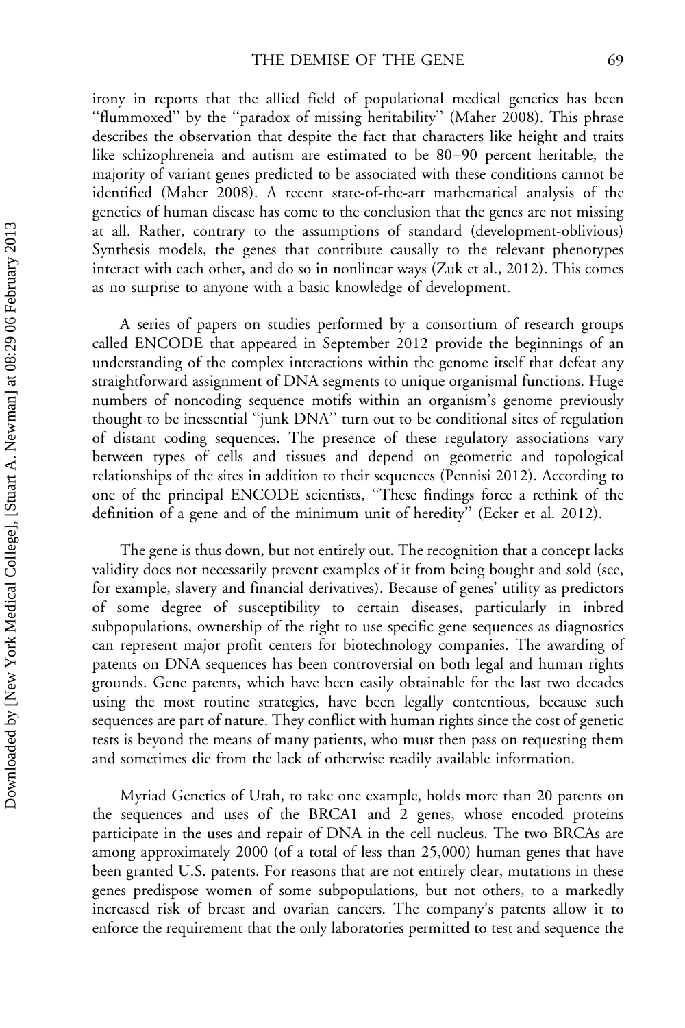irony in reports that the allied field of populational medical genetics has been "flummoxed" by the "paradox of missing heritability" (Maher 2008). This phrase describes the observation that despite the fact that characters like height and traits like schizophreneia and autism are estimated to be 80–90 percent heritable, the majority of variant genes predicted to be associated with these conditions cannot be identified (Maher 2008). A recent state-of-the-art mathematical analysis of the genetics of human disease has come to the conclusion that the genes are not missing at all. Rather, contrary to the assumptions of standard (development-oblivious) Synthesis models, the genes that contribute causally to the relevant phenotypes interact with each other, and do so in nonlinear ways (Zuk et al., 2012). This comes as no surprise to anyone with a basic knowledge of development.

A series of papers on studies performed by a consortium of research groups called ENCODE that appeared in September 2012 provide the beginnings of an understanding of the complex interactions within the genome itself that defeat any straightforward assignment of DNA segments to unique organismal functions. Huge numbers of noncoding sequence motifs within an organism's genome previously thought to be inessential "junk DNA" turn out to be conditional sites of regulation of distant coding sequences. The presence of these regulatory associations vary between types of cells and tissues and depend on geometric and topological relationships of the sites in addition to their sequences (Pennisi 2012). According to one of the principal ENCODE scientists, "These findings force a rethink of the definition of a gene and of the minimum unit of heredity" (Ecker et al. 2012).

The gene is thus down, but not entirely out. The recognition that a concept lacks validity does not necessarily prevent examples of it from being bought and sold (see, for example, slavery and financial derivatives). Because of genes' utility as predictors of some degree of susceptibility to certain diseases, particularly in inbred subpopulations, ownership of the right to use specific gene sequences as diagnostics can represent major profit centers for biotechnology companies. The awarding of patents on DNA sequences has been controversial on both legal and human rights grounds. Gene patents, which have been easily obtainable for the last two decades using the most routine strategies, have been legally contentious, because such sequences are part of nature. They conflict with human rights since the cost of genetic tests is beyond the means of many patients, who must then pass on requesting them and sometimes die from the lack of otherwise readily available information.

Myriad Genetics of Utah, to take one example, holds more than 20 patents on the sequences and uses of the BRCA1 and 2 genes, whose encoded proteins participate in the uses and repair of DNA in the cell nucleus. The two BRCAs are among approximately 2000 (of a total of less than 25,000) human genes that have been granted U.S. patents. For reasons that are not entirely clear, mutations in these genes predispose women of some subpopulations, but not others, to a markedly increased risk of breast and ovarian cancers. The company's patents allow it to enforce the requirement that the only laboratories permitted to test and sequence the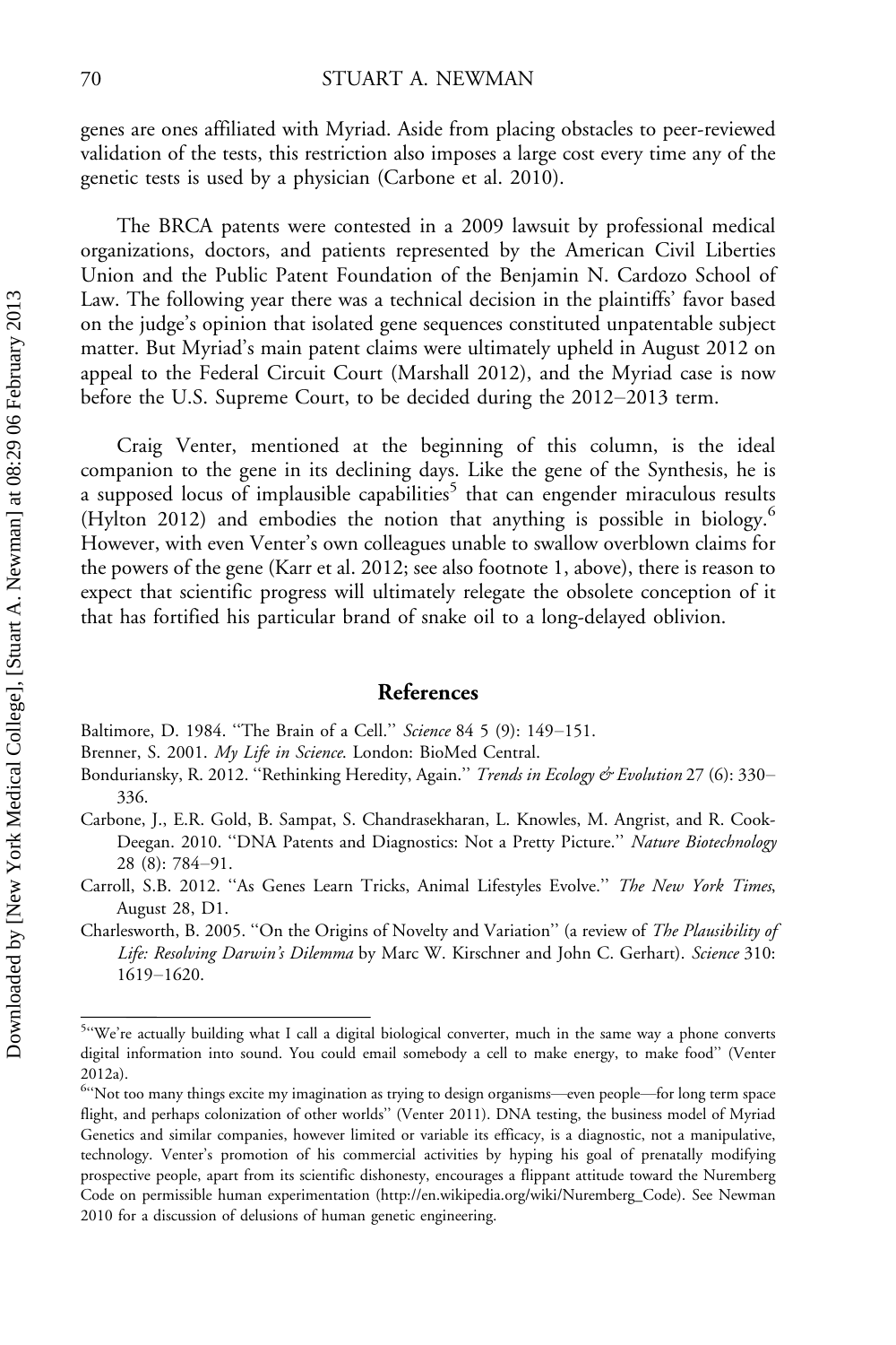genes are ones affiliated with Myriad. Aside from placing obstacles to peer-reviewed validation of the tests, this restriction also imposes a large cost every time any of the genetic tests is used by a physician (Carbone et al. 2010).

The BRCA patents were contested in a 2009 lawsuit by professional medical organizations, doctors, and patients represented by the American Civil Liberties Union and the Public Patent Foundation of the Benjamin N. Cardozo School of Law. The following year there was a technical decision in the plaintiffs' favor based on the judge's opinion that isolated gene sequences constituted unpatentable subject matter. But Myriad's main patent claims were ultimately upheld in August 2012 on appeal to the Federal Circuit Court (Marshall 2012), and the Myriad case is now before the U.S. Supreme Court, to be decided during the 2012–2013 term.

Craig Venter, mentioned at the beginning of this column, is the ideal companion to the gene in its declining days. Like the gene of the Synthesis, he is a supposed locus of implausible capabilities[5] that can engender miraculous results (Hylton 2012) and embodies the notion that anything is possible in biology.[6] However, with even Venter's own colleagues unable to swallow overblown claims for the powers of the gene (Karr et al. 2012; see also footnote 1, above), there is reason to expect that scientific progress will ultimately relegate the obsolete conception of it that has fortified his particular brand of snake oil to a long-delayed oblivion.

## References

Baltimore, D. 1984. "The Brain of a Cell." *Science* 84 5 (9): 149–151.

Brenner, S. 2001. *My Life in Science*. London: BioMed Central.

Bonduriansky, R. 2012. "Rethinking Heredity, Again." *Trends in Ecology & Evolution* 27 (6): 330–336.

Carbone, J., E.R. Gold, B. Sampat, S. Chandrasekharan, L. Knowles, M. Angrist, and R. Cook-Deegan. 2010. "DNA Patents and Diagnostics: Not a Pretty Picture." *Nature Biotechnology* 28 (8): 784–91.

Carroll, S.B. 2012. "As Genes Learn Tricks, Animal Lifestyles Evolve." *The New York Times*, August 28, D1.

Charlesworth, B. 2005. "On the Origins of Novelty and Variation" (a review of *The Plausibility of Life: Resolving Darwin's Dilemma* by Marc W. Kirschner and John C. Gerhart). *Science* 310: 1619–1620.

---

[5] "We're actually building what I call a digital biological converter, much in the same way a phone converts digital information into sound. You could email somebody a cell to make energy, to make food" (Venter 2012a).

[6] "Not too many things excite my imagination as trying to design organisms—even people—for long term space flight, and perhaps colonization of other worlds" (Venter 2011). DNA testing, the business model of Myriad Genetics and similar companies, however limited or variable its efficacy, is a diagnostic, not a manipulative, technology. Venter's promotion of his commercial activities by hyping his goal of prenatally modifying prospective people, apart from its scientific dishonesty, encourages a flippant attitude toward the Nuremberg Code on permissible human experimentation (http://en.wikipedia.org/wiki/Nuremberg_Code). See Newman 2010 for a discussion of delusions of human genetic engineering.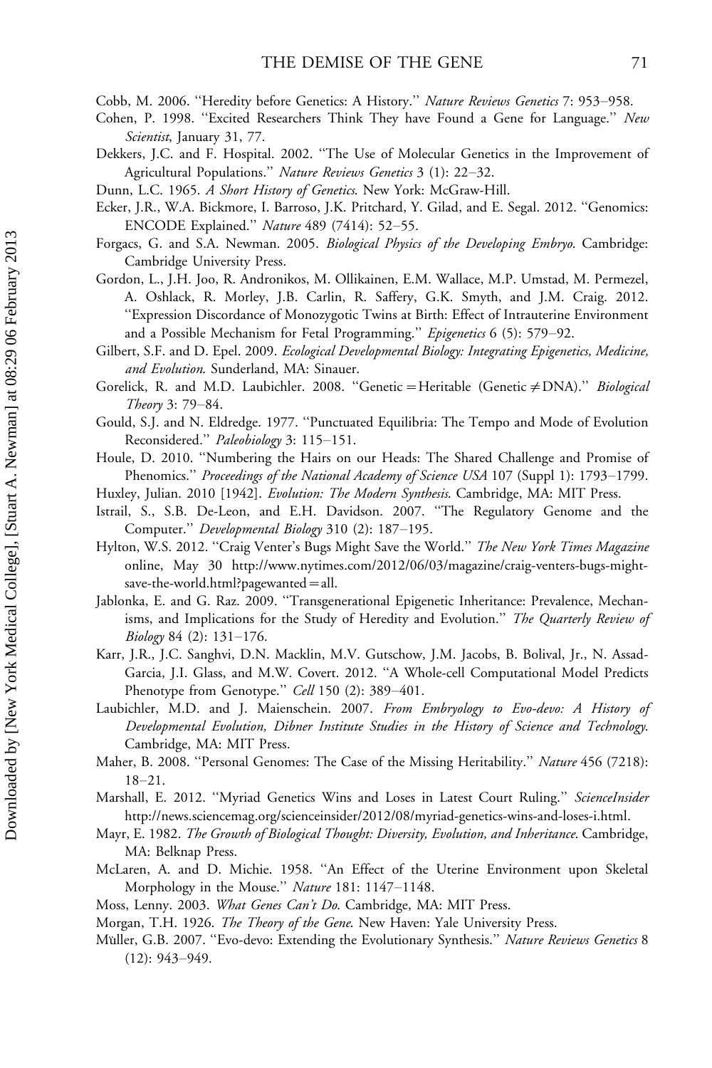Cobb, M. 2006. "Heredity before Genetics: A History." *Nature Reviews Genetics* 7: 953–958.

Cohen, P. 1998. "Excited Researchers Think They have Found a Gene for Language." *New Scientist*, January 31, 77.

Dekkers, J.C. and F. Hospital. 2002. "The Use of Molecular Genetics in the Improvement of Agricultural Populations." *Nature Reviews Genetics* 3 (1): 22–32.

Dunn, L.C. 1965. *A Short History of Genetics*. New York: McGraw-Hill.

Ecker, J.R., W.A. Bickmore, I. Barroso, J.K. Pritchard, Y. Gilad, and E. Segal. 2012. "Genomics: ENCODE Explained." *Nature* 489 (7414): 52–55.

Forgacs, G. and S.A. Newman. 2005. *Biological Physics of the Developing Embryo*. Cambridge: Cambridge University Press.

Gordon, L., J.H. Joo, R. Andronikos, M. Ollikainen, E.M. Wallace, M.P. Umstad, M. Permezel, A. Oshlack, R. Morley, J.B. Carlin, R. Saffery, G.K. Smyth, and J.M. Craig. 2012. "Expression Discordance of Monozygotic Twins at Birth: Effect of Intrauterine Environment and a Possible Mechanism for Fetal Programming." *Epigenetics* 6 (5): 579–92.

Gilbert, S.F. and D. Epel. 2009. *Ecological Developmental Biology: Integrating Epigenetics, Medicine, and Evolution*. Sunderland, MA: Sinauer.

Gorelick, R. and M.D. Laubichler. 2008. "Genetic = Heritable (Genetic ≠ DNA)." *Biological Theory* 3: 79–84.

Gould, S.J. and N. Eldredge. 1977. "Punctuated Equilibria: The Tempo and Mode of Evolution Reconsidered." *Paleobiology* 3: 115–151.

Houle, D. 2010. "Numbering the Hairs on our Heads: The Shared Challenge and Promise of Phenomics." *Proceedings of the National Academy of Science USA* 107 (Suppl 1): 1793–1799.

Huxley, Julian. 2010 [1942]. *Evolution: The Modern Synthesis*. Cambridge, MA: MIT Press.

Istrail, S., S.B. De-Leon, and E.H. Davidson. 2007. "The Regulatory Genome and the Computer." *Developmental Biology* 310 (2): 187–195.

Hylton, W.S. 2012. "Craig Venter's Bugs Might Save the World." *The New York Times Magazine* online, May 30 http://www.nytimes.com/2012/06/03/magazine/craig-venters-bugs-might-save-the-world.html?pagewanted=all.

Jablonka, E. and G. Raz. 2009. "Transgenerational Epigenetic Inheritance: Prevalence, Mechanisms, and Implications for the Study of Heredity and Evolution." *The Quarterly Review of Biology* 84 (2): 131–176.

Karr, J.R., J.C. Sanghvi, D.N. Macklin, M.V. Gutschow, J.M. Jacobs, B. Bolival, Jr., N. Assad-Garcia, J.I. Glass, and M.W. Covert. 2012. "A Whole-cell Computational Model Predicts Phenotype from Genotype." *Cell* 150 (2): 389–401.

Laubichler, M.D. and J. Maienschein. 2007. *From Embryology to Evo-devo: A History of Developmental Evolution, Dibner Institute Studies in the History of Science and Technology*. Cambridge, MA: MIT Press.

Maher, B. 2008. "Personal Genomes: The Case of the Missing Heritability." *Nature* 456 (7218): 18–21.

Marshall, E. 2012. "Myriad Genetics Wins and Loses in Latest Court Ruling." *ScienceInsider* http://news.sciencemag.org/scienceinsider/2012/08/myriad-genetics-wins-and-loses-i.html.

Mayr, E. 1982. *The Growth of Biological Thought: Diversity, Evolution, and Inheritance*. Cambridge, MA: Belknap Press.

McLaren, A. and D. Michie. 1958. "An Effect of the Uterine Environment upon Skeletal Morphology in the Mouse." *Nature* 181: 1147–1148.

Moss, Lenny. 2003. *What Genes Can't Do*. Cambridge, MA: MIT Press.

Morgan, T.H. 1926. *The Theory of the Gene*. New Haven: Yale University Press.

Müller, G.B. 2007. "Evo-devo: Extending the Evolutionary Synthesis." *Nature Reviews Genetics* 8 (12): 943–949.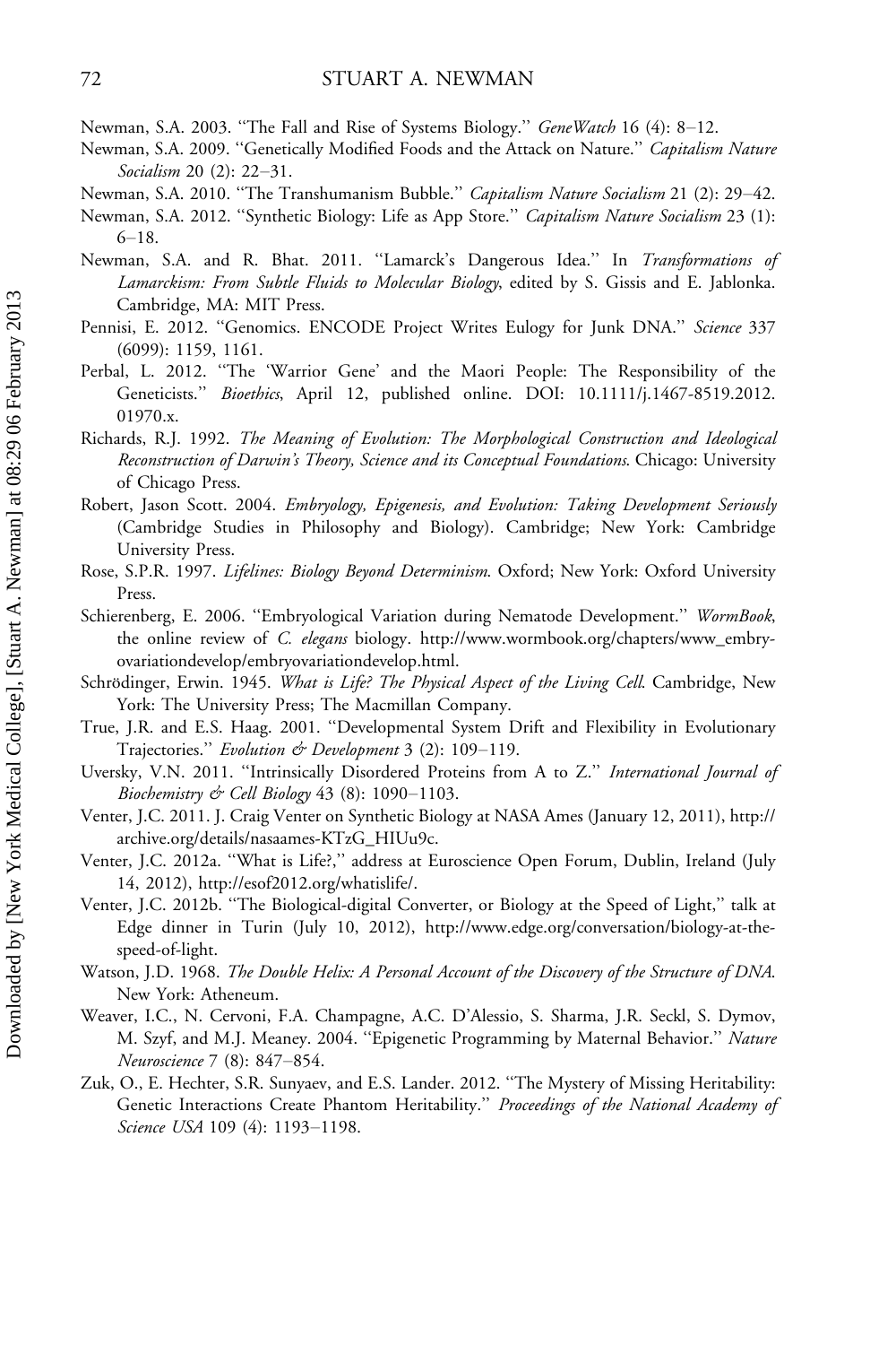Newman, S.A. 2003. "The Fall and Rise of Systems Biology." *GeneWatch* 16 (4): 8–12.

Newman, S.A. 2009. "Genetically Modified Foods and the Attack on Nature." *Capitalism Nature Socialism* 20 (2): 22–31.

Newman, S.A. 2010. "The Transhumanism Bubble." *Capitalism Nature Socialism* 21 (2): 29–42.

Newman, S.A. 2012. "Synthetic Biology: Life as App Store." *Capitalism Nature Socialism* 23 (1): 6–18.

Newman, S.A. and R. Bhat. 2011. "Lamarck's Dangerous Idea." In *Transformations of Lamarckism: From Subtle Fluids to Molecular Biology*, edited by S. Gissis and E. Jablonka. Cambridge, MA: MIT Press.

Pennisi, E. 2012. "Genomics. ENCODE Project Writes Eulogy for Junk DNA." *Science* 337 (6099): 1159, 1161.

Perbal, L. 2012. "The 'Warrior Gene' and the Maori People: The Responsibility of the Geneticists." *Bioethics*, April 12, published online. DOI: 10.1111/j.1467-8519.2012.01970.x.

Richards, R.J. 1992. *The Meaning of Evolution: The Morphological Construction and Ideological Reconstruction of Darwin's Theory, Science and its Conceptual Foundations*. Chicago: University of Chicago Press.

Robert, Jason Scott. 2004. *Embryology, Epigenesis, and Evolution: Taking Development Seriously* (Cambridge Studies in Philosophy and Biology). Cambridge; New York: Cambridge University Press.

Rose, S.P.R. 1997. *Lifelines: Biology Beyond Determinism*. Oxford; New York: Oxford University Press.

Schierenberg, E. 2006. "Embryological Variation during Nematode Development." *WormBook*, the online review of *C. elegans* biology. http://www.wormbook.org/chapters/www_embryovariationdevelop/embryovariationdevelop.html.

Schrödinger, Erwin. 1945. *What is Life? The Physical Aspect of the Living Cell*. Cambridge, New York: The University Press; The Macmillan Company.

True, J.R. and E.S. Haag. 2001. "Developmental System Drift and Flexibility in Evolutionary Trajectories." *Evolution & Development* 3 (2): 109–119.

Uversky, V.N. 2011. "Intrinsically Disordered Proteins from A to Z." *International Journal of Biochemistry & Cell Biology* 43 (8): 1090–1103.

Venter, J.C. 2011. J. Craig Venter on Synthetic Biology at NASA Ames (January 12, 2011), http://archive.org/details/nasaames-KTzG_HIUu9c.

Venter, J.C. 2012a. "What is Life?," address at Euroscience Open Forum, Dublin, Ireland (July 14, 2012), http://esof2012.org/whatislife/.

Venter, J.C. 2012b. "The Biological-digital Converter, or Biology at the Speed of Light," talk at Edge dinner in Turin (July 10, 2012), http://www.edge.org/conversation/biology-at-the-speed-of-light.

Watson, J.D. 1968. *The Double Helix: A Personal Account of the Discovery of the Structure of DNA*. New York: Atheneum.

Weaver, I.C., N. Cervoni, F.A. Champagne, A.C. D'Alessio, S. Sharma, J.R. Seckl, S. Dymov, M. Szyf, and M.J. Meaney. 2004. "Epigenetic Programming by Maternal Behavior." *Nature Neuroscience* 7 (8): 847–854.

Zuk, O., E. Hechter, S.R. Sunyaev, and E.S. Lander. 2012. "The Mystery of Missing Heritability: Genetic Interactions Create Phantom Heritability." *Proceedings of the National Academy of Science USA* 109 (4): 1193–1198.